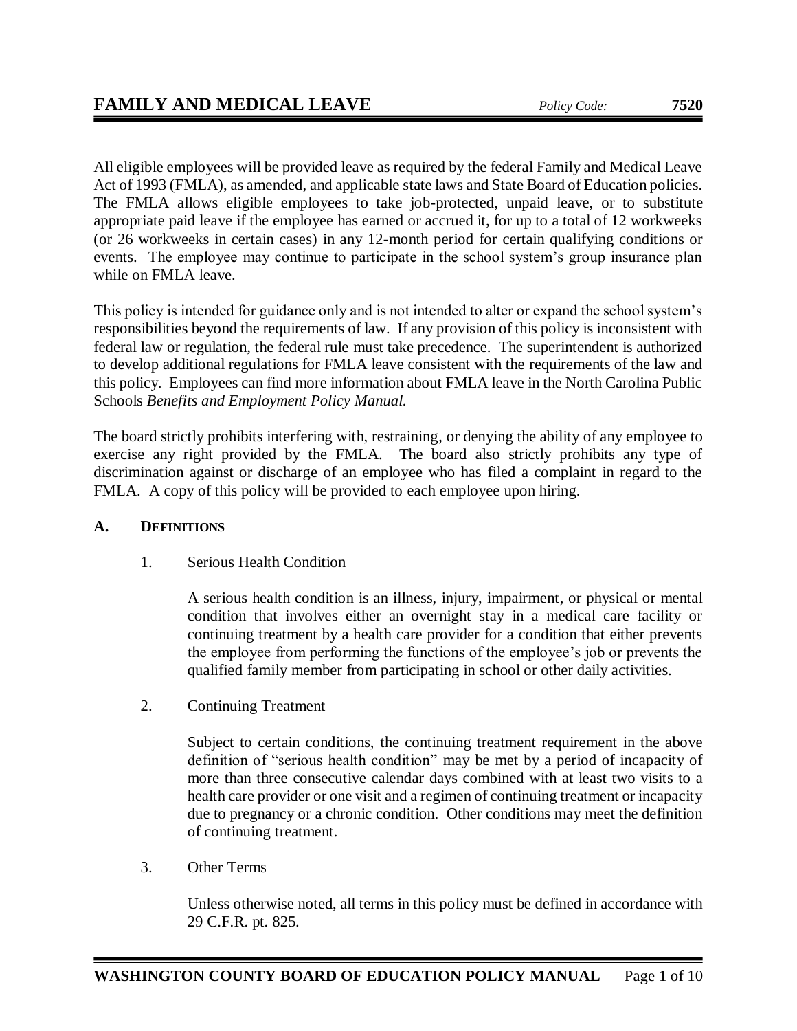# FAMILY AND MEDICAL LEAVE

*Policy Code:* **7520**

All eligible employees will be provided leave as required by the federal Family and Medical Leave Act of 1993 (FMLA), as amended, and applicable state laws and State Board of Education policies. The FMLA allows eligible employees to take job-protected, unpaid leave, or to substitute appropriate paid leave if the employee has earned or accrued it, for up to a total of 12 workweeks (or 26 workweeks in certain cases) in any 12-month period for certain qualifying conditions or events. The employee may continue to participate in the school system's group insurance plan while on FMLA leave.

This policy is intended for guidance only and is not intended to alter or expand the school system's responsibilities beyond the requirements of law. If any provision of this policy is inconsistent with federal law or regulation, the federal rule must take precedence. The superintendent is authorized to develop additional regulations for FMLA leave consistent with the requirements of the law and this policy. Employees can find more information about FMLA leave in the North Carolina Public Schools *Benefits and Employment Policy Manual.*

The board strictly prohibits interfering with, restraining, or denying the ability of any employee to exercise any right provided by the FMLA. The board also strictly prohibits any type of discrimination against or discharge of an employee who has filed a complaint in regard to the FMLA. A copy of this policy will be provided to each employee upon hiring.

## A. DEFINITIONS

1. Serious Health Condition

   A serious health condition is an illness, injury, impairment, or physical or mental condition that involves either an overnight stay in a medical care facility or continuing treatment by a health care provider for a condition that either prevents the employee from performing the functions of the employee's job or prevents the qualified family member from participating in school or other daily activities.

2. Continuing Treatment

   Subject to certain conditions, the continuing treatment requirement in the above definition of "serious health condition" may be met by a period of incapacity of more than three consecutive calendar days combined with at least two visits to a health care provider or one visit and a regimen of continuing treatment or incapacity due to pregnancy or a chronic condition. Other conditions may meet the definition of continuing treatment.

3. Other Terms

   Unless otherwise noted, all terms in this policy must be defined in accordance with 29 C.F.R. pt. 825.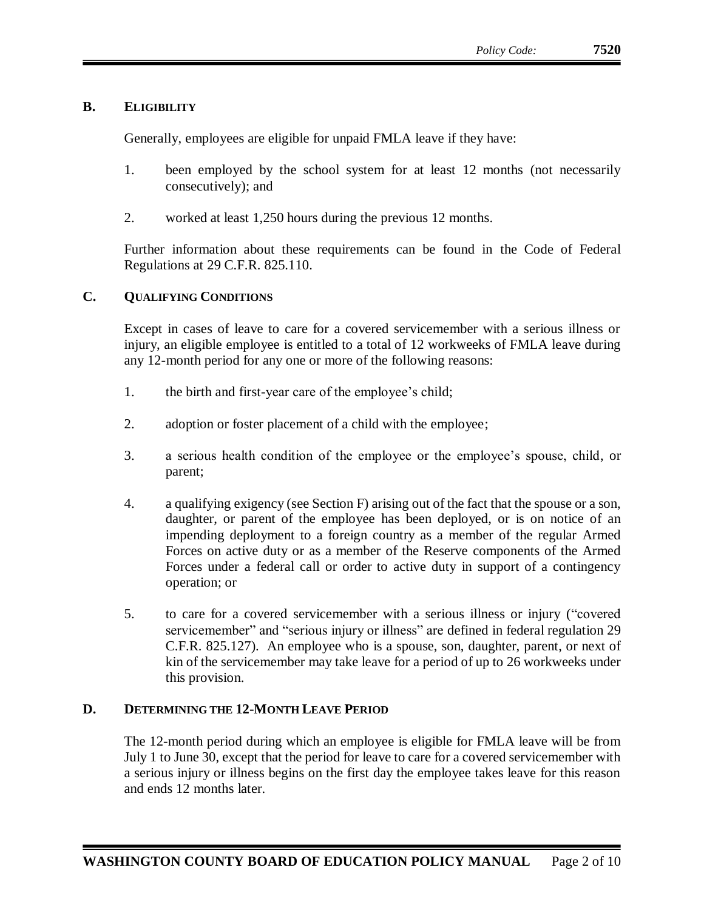## B. Eligibility

Generally, employees are eligible for unpaid FMLA leave if they have:

1. been employed by the school system for at least 12 months (not necessarily consecutively); and
2. worked at least 1,250 hours during the previous 12 months.

Further information about these requirements can be found in the Code of Federal Regulations at 29 C.F.R. 825.110.

## C. Qualifying Conditions

Except in cases of leave to care for a covered servicemember with a serious illness or injury, an eligible employee is entitled to a total of 12 workweeks of FMLA leave during any 12-month period for any one or more of the following reasons:

1. the birth and first-year care of the employee's child;
2. adoption or foster placement of a child with the employee;
3. a serious health condition of the employee or the employee's spouse, child, or parent;
4. a qualifying exigency (see Section F) arising out of the fact that the spouse or a son, daughter, or parent of the employee has been deployed, or is on notice of an impending deployment to a foreign country as a member of the regular Armed Forces on active duty or as a member of the Reserve components of the Armed Forces under a federal call or order to active duty in support of a contingency operation; or
5. to care for a covered servicemember with a serious illness or injury ("covered servicemember" and "serious injury or illness" are defined in federal regulation 29 C.F.R. 825.127). An employee who is a spouse, son, daughter, parent, or next of kin of the servicemember may take leave for a period of up to 26 workweeks under this provision.

## D. Determining the 12-Month Leave Period

The 12-month period during which an employee is eligible for FMLA leave will be from July 1 to June 30, except that the period for leave to care for a covered servicemember with a serious injury or illness begins on the first day the employee takes leave for this reason and ends 12 months later.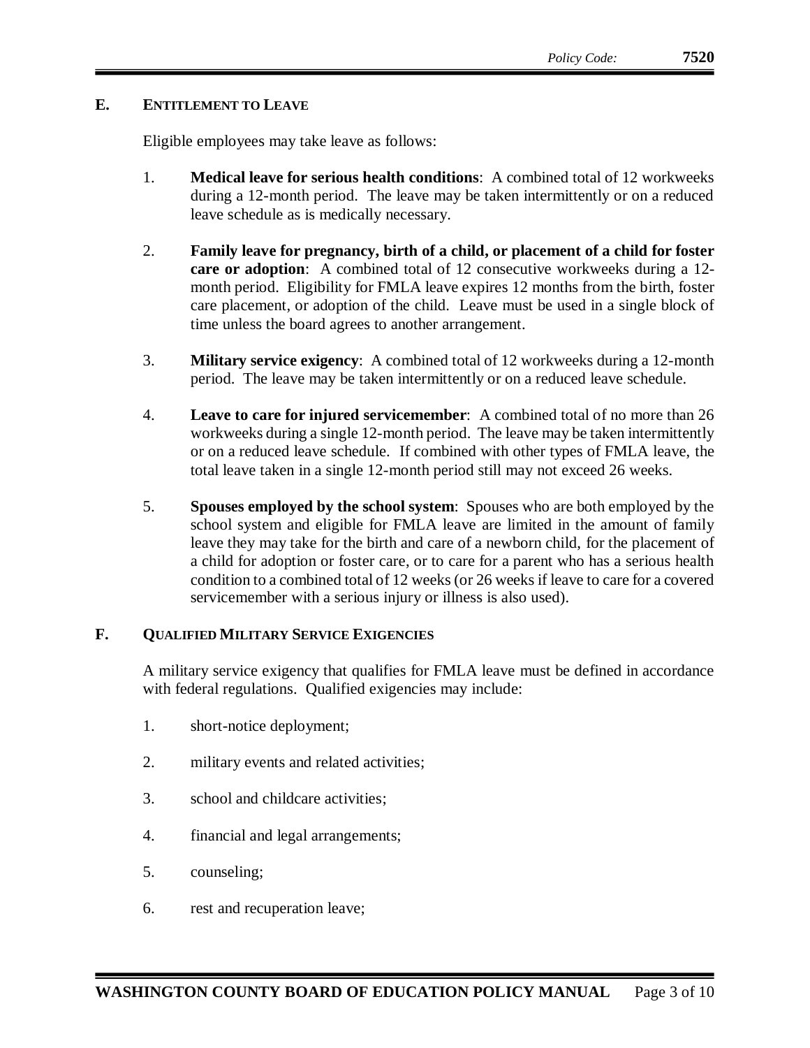## E. Entitlement to Leave

Eligible employees may take leave as follows:

1. **Medical leave for serious health conditions**: A combined total of 12 workweeks during a 12-month period. The leave may be taken intermittently or on a reduced leave schedule as is medically necessary.

2. **Family leave for pregnancy, birth of a child, or placement of a child for foster care or adoption**: A combined total of 12 consecutive workweeks during a 12-month period. Eligibility for FMLA leave expires 12 months from the birth, foster care placement, or adoption of the child. Leave must be used in a single block of time unless the board agrees to another arrangement.

3. **Military service exigency**: A combined total of 12 workweeks during a 12-month period. The leave may be taken intermittently or on a reduced leave schedule.

4. **Leave to care for injured servicemember**: A combined total of no more than 26 workweeks during a single 12-month period. The leave may be taken intermittently or on a reduced leave schedule. If combined with other types of FMLA leave, the total leave taken in a single 12-month period still may not exceed 26 weeks.

5. **Spouses employed by the school system**: Spouses who are both employed by the school system and eligible for FMLA leave are limited in the amount of family leave they may take for the birth and care of a newborn child, for the placement of a child for adoption or foster care, or to care for a parent who has a serious health condition to a combined total of 12 weeks (or 26 weeks if leave to care for a covered servicemember with a serious injury or illness is also used).

## F. Qualified Military Service Exigencies

A military service exigency that qualifies for FMLA leave must be defined in accordance with federal regulations. Qualified exigencies may include:

1. short-notice deployment;

2. military events and related activities;

3. school and childcare activities;

4. financial and legal arrangements;

5. counseling;

6. rest and recuperation leave;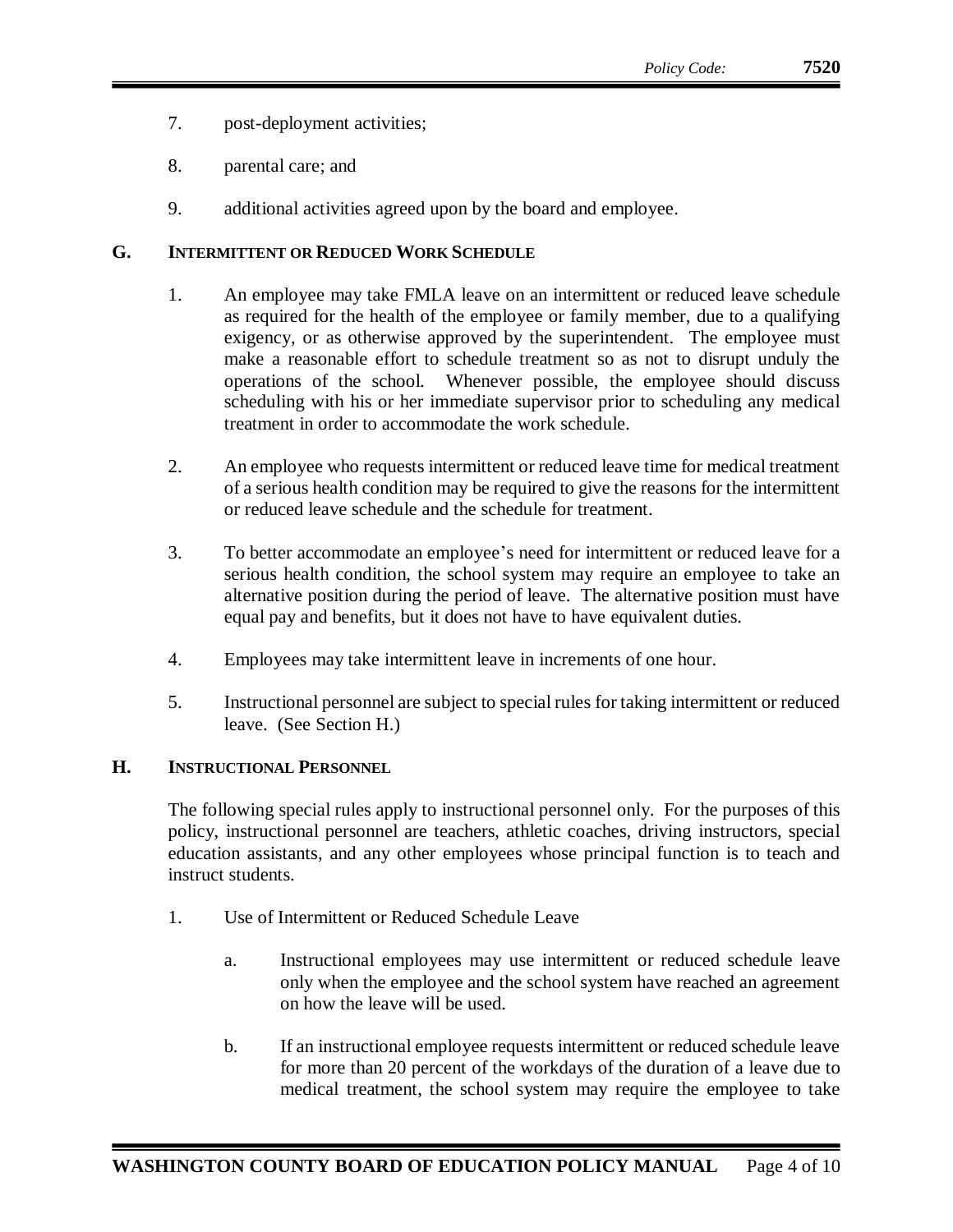7. post-deployment activities;

8. parental care; and

9. additional activities agreed upon by the board and employee.

## G. Intermittent or Reduced Work Schedule

1. An employee may take FMLA leave on an intermittent or reduced leave schedule as required for the health of the employee or family member, due to a qualifying exigency, or as otherwise approved by the superintendent. The employee must make a reasonable effort to schedule treatment so as not to disrupt unduly the operations of the school. Whenever possible, the employee should discuss scheduling with his or her immediate supervisor prior to scheduling any medical treatment in order to accommodate the work schedule.

2. An employee who requests intermittent or reduced leave time for medical treatment of a serious health condition may be required to give the reasons for the intermittent or reduced leave schedule and the schedule for treatment.

3. To better accommodate an employee's need for intermittent or reduced leave for a serious health condition, the school system may require an employee to take an alternative position during the period of leave. The alternative position must have equal pay and benefits, but it does not have to have equivalent duties.

4. Employees may take intermittent leave in increments of one hour.

5. Instructional personnel are subject to special rules for taking intermittent or reduced leave. (See Section H.)

## H. Instructional Personnel

The following special rules apply to instructional personnel only. For the purposes of this policy, instructional personnel are teachers, athletic coaches, driving instructors, special education assistants, and any other employees whose principal function is to teach and instruct students.

1. Use of Intermittent or Reduced Schedule Leave

   a. Instructional employees may use intermittent or reduced schedule leave only when the employee and the school system have reached an agreement on how the leave will be used.

   b. If an instructional employee requests intermittent or reduced schedule leave for more than 20 percent of the workdays of the duration of a leave due to medical treatment, the school system may require the employee to take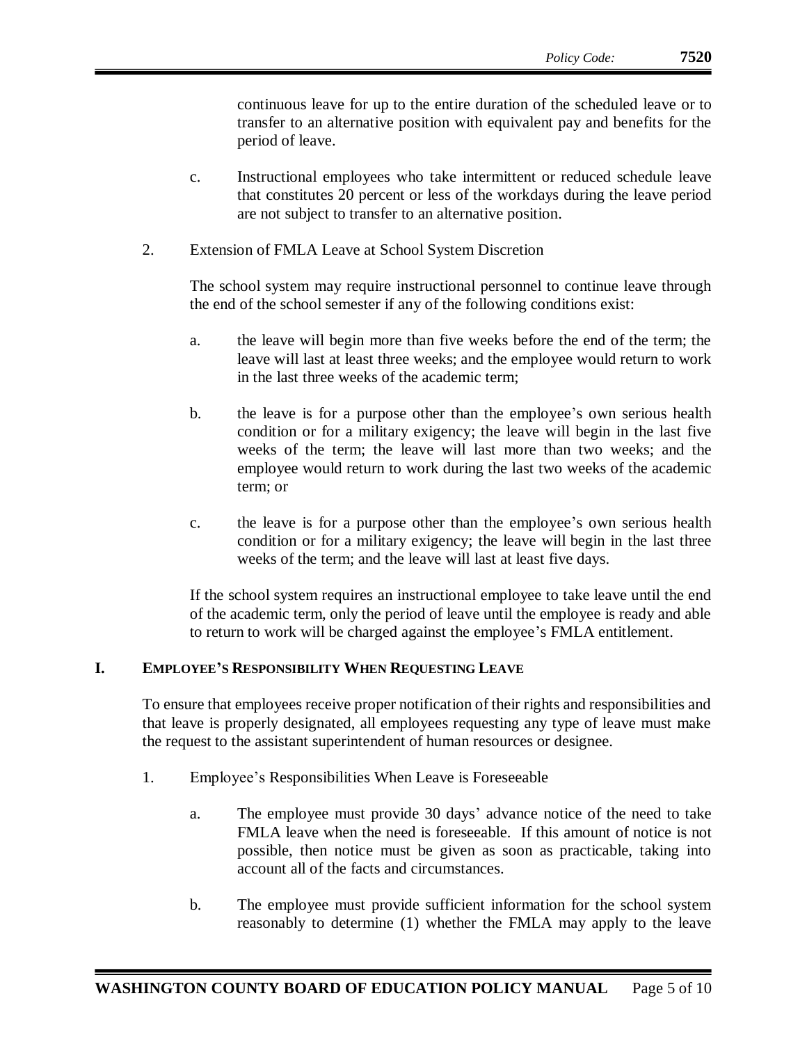continuous leave for up to the entire duration of the scheduled leave or to transfer to an alternative position with equivalent pay and benefits for the period of leave.

c. Instructional employees who take intermittent or reduced schedule leave that constitutes 20 percent or less of the workdays during the leave period are not subject to transfer to an alternative position.

2. Extension of FMLA Leave at School System Discretion

The school system may require instructional personnel to continue leave through the end of the school semester if any of the following conditions exist:

a. the leave will begin more than five weeks before the end of the term; the leave will last at least three weeks; and the employee would return to work in the last three weeks of the academic term;

b. the leave is for a purpose other than the employee's own serious health condition or for a military exigency; the leave will begin in the last five weeks of the term; the leave will last more than two weeks; and the employee would return to work during the last two weeks of the academic term; or

c. the leave is for a purpose other than the employee's own serious health condition or for a military exigency; the leave will begin in the last three weeks of the term; and the leave will last at least five days.

If the school system requires an instructional employee to take leave until the end of the academic term, only the period of leave until the employee is ready and able to return to work will be charged against the employee's FMLA entitlement.

## I. EMPLOYEE'S RESPONSIBILITY WHEN REQUESTING LEAVE

To ensure that employees receive proper notification of their rights and responsibilities and that leave is properly designated, all employees requesting any type of leave must make the request to the assistant superintendent of human resources or designee.

1. Employee's Responsibilities When Leave is Foreseeable

a. The employee must provide 30 days' advance notice of the need to take FMLA leave when the need is foreseeable. If this amount of notice is not possible, then notice must be given as soon as practicable, taking into account all of the facts and circumstances.

b. The employee must provide sufficient information for the school system reasonably to determine (1) whether the FMLA may apply to the leave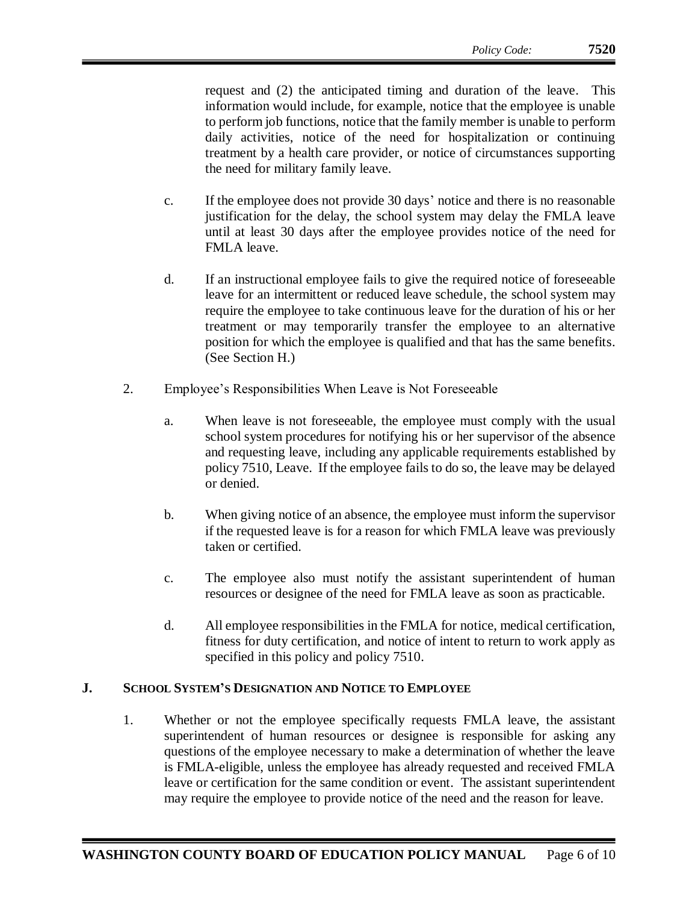request and (2) the anticipated timing and duration of the leave. This information would include, for example, notice that the employee is unable to perform job functions, notice that the family member is unable to perform daily activities, notice of the need for hospitalization or continuing treatment by a health care provider, or notice of circumstances supporting the need for military family leave.

c. If the employee does not provide 30 days' notice and there is no reasonable justification for the delay, the school system may delay the FMLA leave until at least 30 days after the employee provides notice of the need for FMLA leave.

d. If an instructional employee fails to give the required notice of foreseeable leave for an intermittent or reduced leave schedule, the school system may require the employee to take continuous leave for the duration of his or her treatment or may temporarily transfer the employee to an alternative position for which the employee is qualified and that has the same benefits. (See Section H.)

2. Employee's Responsibilities When Leave is Not Foreseeable

   a. When leave is not foreseeable, the employee must comply with the usual school system procedures for notifying his or her supervisor of the absence and requesting leave, including any applicable requirements established by policy 7510, Leave. If the employee fails to do so, the leave may be delayed or denied.

   b. When giving notice of an absence, the employee must inform the supervisor if the requested leave is for a reason for which FMLA leave was previously taken or certified.

   c. The employee also must notify the assistant superintendent of human resources or designee of the need for FMLA leave as soon as practicable.

   d. All employee responsibilities in the FMLA for notice, medical certification, fitness for duty certification, and notice of intent to return to work apply as specified in this policy and policy 7510.

## J. School System's Designation and Notice to Employee

1. Whether or not the employee specifically requests FMLA leave, the assistant superintendent of human resources or designee is responsible for asking any questions of the employee necessary to make a determination of whether the leave is FMLA-eligible, unless the employee has already requested and received FMLA leave or certification for the same condition or event. The assistant superintendent may require the employee to provide notice of the need and the reason for leave.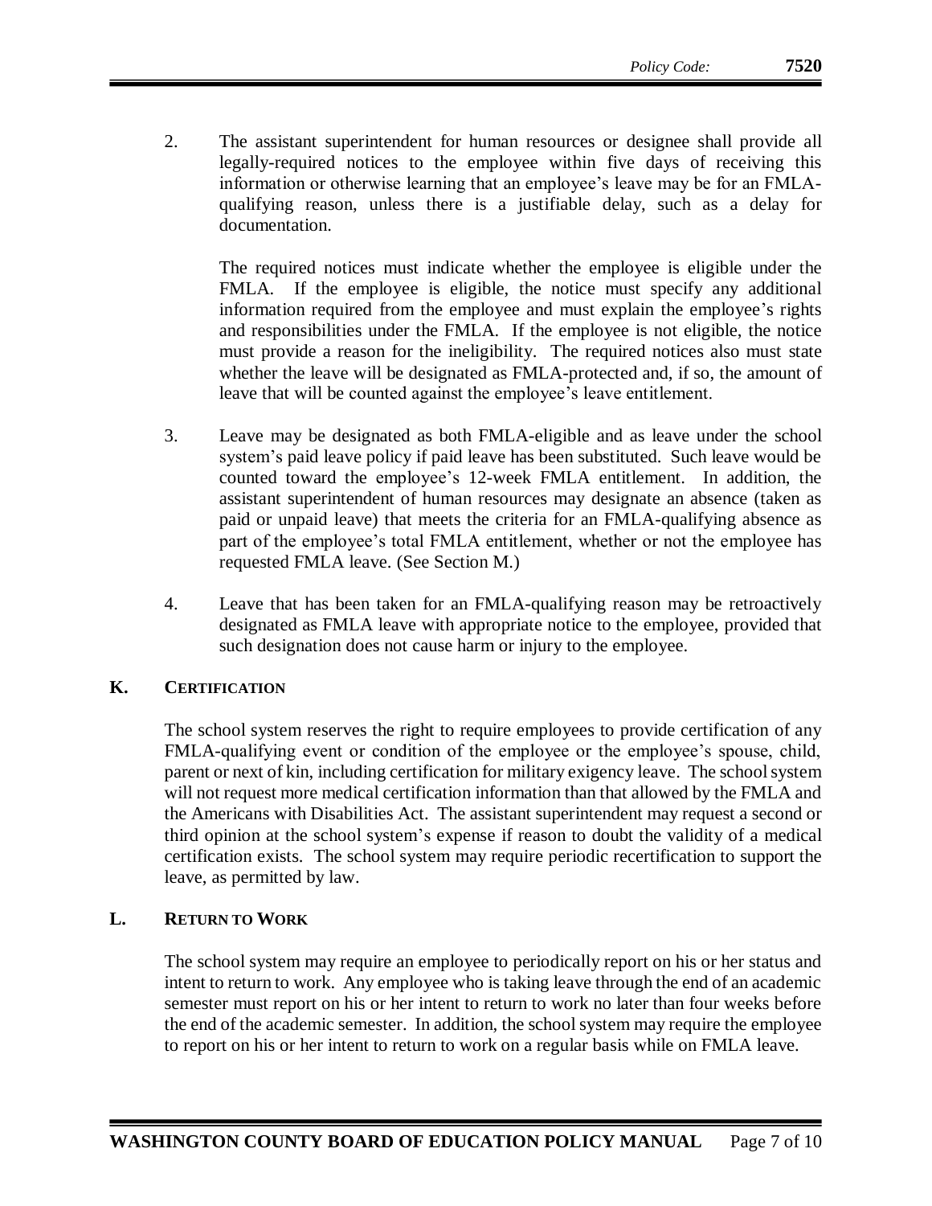2. The assistant superintendent for human resources or designee shall provide all legally-required notices to the employee within five days of receiving this information or otherwise learning that an employee's leave may be for an FMLA-qualifying reason, unless there is a justifiable delay, such as a delay for documentation.

   The required notices must indicate whether the employee is eligible under the FMLA. If the employee is eligible, the notice must specify any additional information required from the employee and must explain the employee's rights and responsibilities under the FMLA. If the employee is not eligible, the notice must provide a reason for the ineligibility. The required notices also must state whether the leave will be designated as FMLA-protected and, if so, the amount of leave that will be counted against the employee's leave entitlement.

3. Leave may be designated as both FMLA-eligible and as leave under the school system's paid leave policy if paid leave has been substituted. Such leave would be counted toward the employee's 12-week FMLA entitlement. In addition, the assistant superintendent of human resources may designate an absence (taken as paid or unpaid leave) that meets the criteria for an FMLA-qualifying absence as part of the employee's total FMLA entitlement, whether or not the employee has requested FMLA leave. (See Section M.)

4. Leave that has been taken for an FMLA-qualifying reason may be retroactively designated as FMLA leave with appropriate notice to the employee, provided that such designation does not cause harm or injury to the employee.

## K. CERTIFICATION

The school system reserves the right to require employees to provide certification of any FMLA-qualifying event or condition of the employee or the employee's spouse, child, parent or next of kin, including certification for military exigency leave. The school system will not request more medical certification information than that allowed by the FMLA and the Americans with Disabilities Act. The assistant superintendent may request a second or third opinion at the school system's expense if reason to doubt the validity of a medical certification exists. The school system may require periodic recertification to support the leave, as permitted by law.

## L. RETURN TO WORK

The school system may require an employee to periodically report on his or her status and intent to return to work. Any employee who is taking leave through the end of an academic semester must report on his or her intent to return to work no later than four weeks before the end of the academic semester. In addition, the school system may require the employee to report on his or her intent to return to work on a regular basis while on FMLA leave.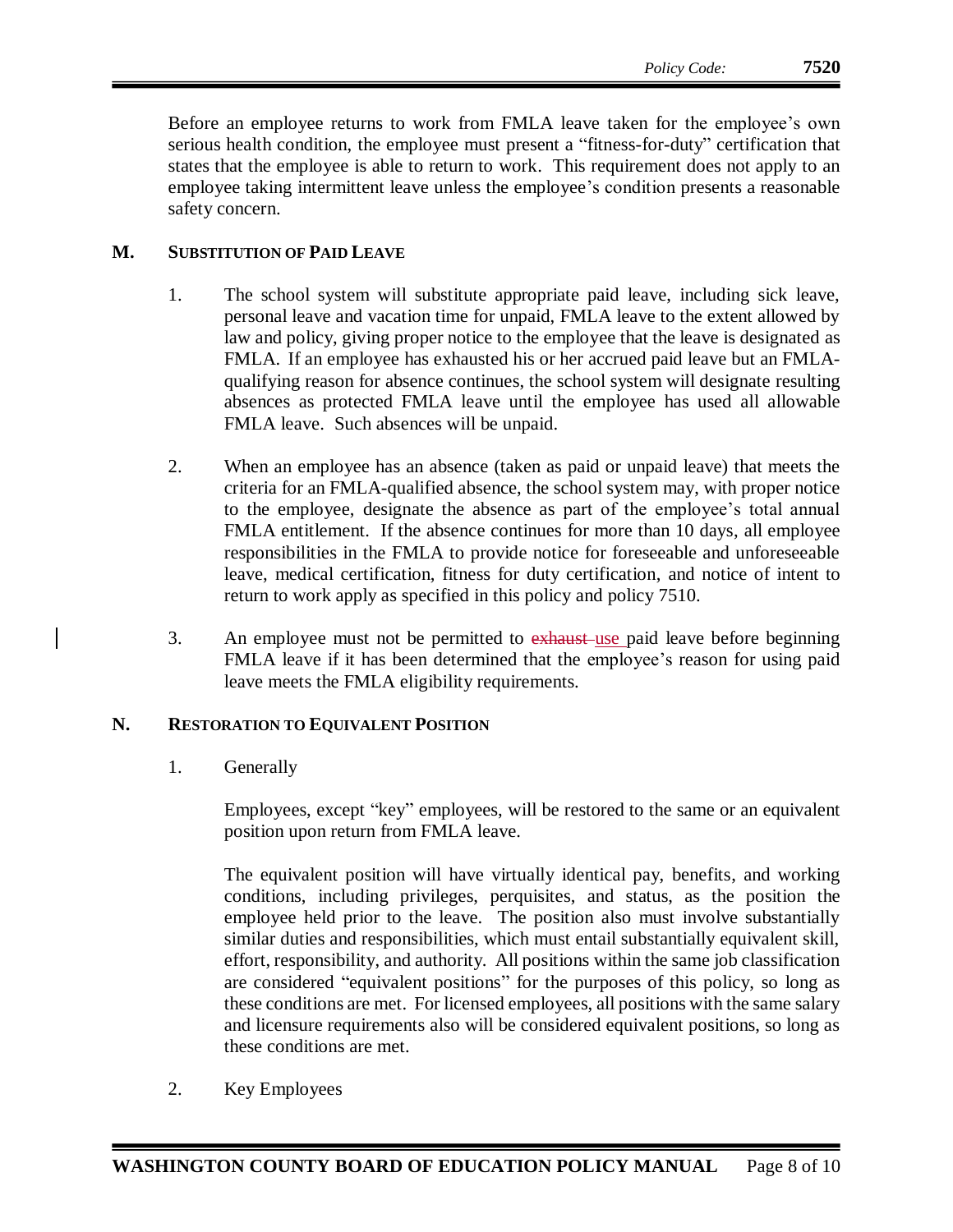Before an employee returns to work from FMLA leave taken for the employee's own serious health condition, the employee must present a "fitness-for-duty" certification that states that the employee is able to return to work. This requirement does not apply to an employee taking intermittent leave unless the employee's condition presents a reasonable safety concern.

## M. SUBSTITUTION OF PAID LEAVE

1. The school system will substitute appropriate paid leave, including sick leave, personal leave and vacation time for unpaid, FMLA leave to the extent allowed by law and policy, giving proper notice to the employee that the leave is designated as FMLA. If an employee has exhausted his or her accrued paid leave but an FMLA-qualifying reason for absence continues, the school system will designate resulting absences as protected FMLA leave until the employee has used all allowable FMLA leave. Such absences will be unpaid.

2. When an employee has an absence (taken as paid or unpaid leave) that meets the criteria for an FMLA-qualified absence, the school system may, with proper notice to the employee, designate the absence as part of the employee's total annual FMLA entitlement. If the absence continues for more than 10 days, all employee responsibilities in the FMLA to provide notice for foreseeable and unforeseeable leave, medical certification, fitness for duty certification, and notice of intent to return to work apply as specified in this policy and policy 7510.

3. An employee must not be permitted to ~~exhaust~~ use paid leave before beginning FMLA leave if it has been determined that the employee's reason for using paid leave meets the FMLA eligibility requirements.

## N. RESTORATION TO EQUIVALENT POSITION

1. Generally

   Employees, except "key" employees, will be restored to the same or an equivalent position upon return from FMLA leave.

   The equivalent position will have virtually identical pay, benefits, and working conditions, including privileges, perquisites, and status, as the position the employee held prior to the leave. The position also must involve substantially similar duties and responsibilities, which must entail substantially equivalent skill, effort, responsibility, and authority. All positions within the same job classification are considered "equivalent positions" for the purposes of this policy, so long as these conditions are met. For licensed employees, all positions with the same salary and licensure requirements also will be considered equivalent positions, so long as these conditions are met.

2. Key Employees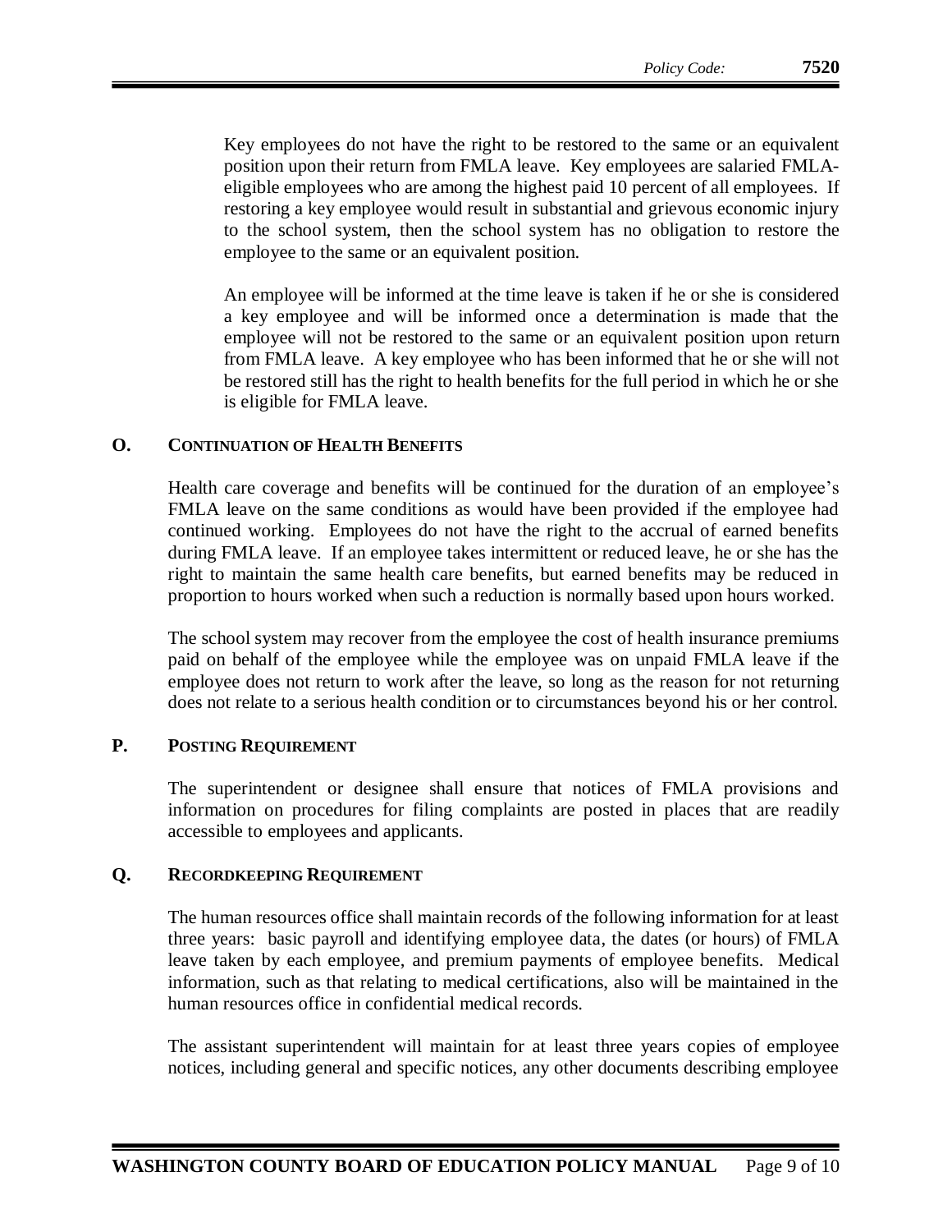Key employees do not have the right to be restored to the same or an equivalent position upon their return from FMLA leave. Key employees are salaried FMLA-eligible employees who are among the highest paid 10 percent of all employees. If restoring a key employee would result in substantial and grievous economic injury to the school system, then the school system has no obligation to restore the employee to the same or an equivalent position.

An employee will be informed at the time leave is taken if he or she is considered a key employee and will be informed once a determination is made that the employee will not be restored to the same or an equivalent position upon return from FMLA leave. A key employee who has been informed that he or she will not be restored still has the right to health benefits for the full period in which he or she is eligible for FMLA leave.

## O. CONTINUATION OF HEALTH BENEFITS

Health care coverage and benefits will be continued for the duration of an employee's FMLA leave on the same conditions as would have been provided if the employee had continued working. Employees do not have the right to the accrual of earned benefits during FMLA leave. If an employee takes intermittent or reduced leave, he or she has the right to maintain the same health care benefits, but earned benefits may be reduced in proportion to hours worked when such a reduction is normally based upon hours worked.

The school system may recover from the employee the cost of health insurance premiums paid on behalf of the employee while the employee was on unpaid FMLA leave if the employee does not return to work after the leave, so long as the reason for not returning does not relate to a serious health condition or to circumstances beyond his or her control.

## P. POSTING REQUIREMENT

The superintendent or designee shall ensure that notices of FMLA provisions and information on procedures for filing complaints are posted in places that are readily accessible to employees and applicants.

## Q. RECORDKEEPING REQUIREMENT

The human resources office shall maintain records of the following information for at least three years: basic payroll and identifying employee data, the dates (or hours) of FMLA leave taken by each employee, and premium payments of employee benefits. Medical information, such as that relating to medical certifications, also will be maintained in the human resources office in confidential medical records.

The assistant superintendent will maintain for at least three years copies of employee notices, including general and specific notices, any other documents describing employee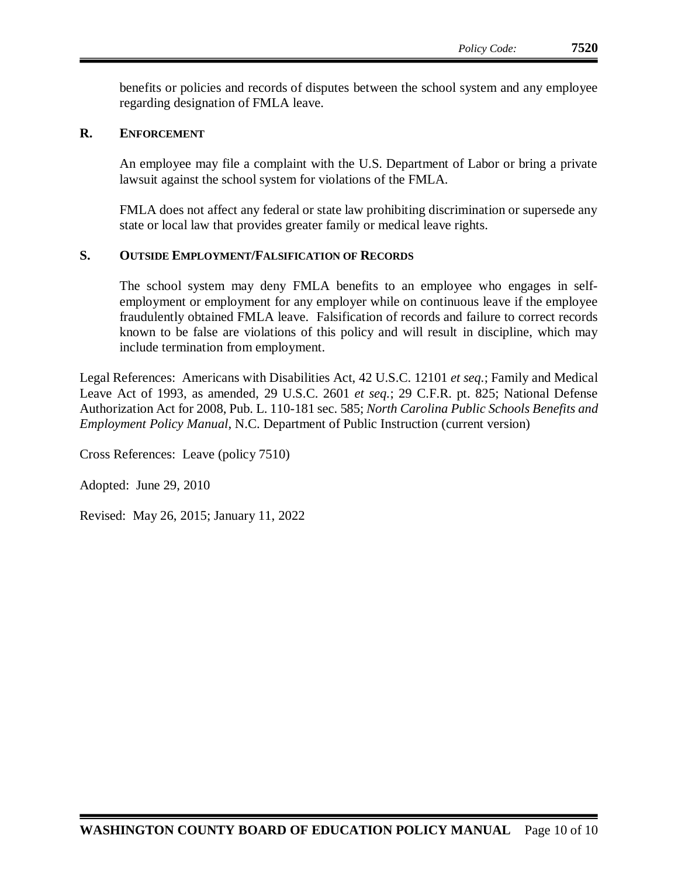benefits or policies and records of disputes between the school system and any employee regarding designation of FMLA leave.

## R. ENFORCEMENT

An employee may file a complaint with the U.S. Department of Labor or bring a private lawsuit against the school system for violations of the FMLA.

FMLA does not affect any federal or state law prohibiting discrimination or supersede any state or local law that provides greater family or medical leave rights.

## S. OUTSIDE EMPLOYMENT/FALSIFICATION OF RECORDS

The school system may deny FMLA benefits to an employee who engages in self-employment or employment for any employer while on continuous leave if the employee fraudulently obtained FMLA leave. Falsification of records and failure to correct records known to be false are violations of this policy and will result in discipline, which may include termination from employment.

Legal References: Americans with Disabilities Act, 42 U.S.C. 12101 *et seq.*; Family and Medical Leave Act of 1993, as amended, 29 U.S.C. 2601 *et seq.*; 29 C.F.R. pt. 825; National Defense Authorization Act for 2008, Pub. L. 110-181 sec. 585; *North Carolina Public Schools Benefits and Employment Policy Manual*, N.C. Department of Public Instruction (current version)

Cross References: Leave (policy 7510)

Adopted: June 29, 2010

Revised: May 26, 2015; January 11, 2022